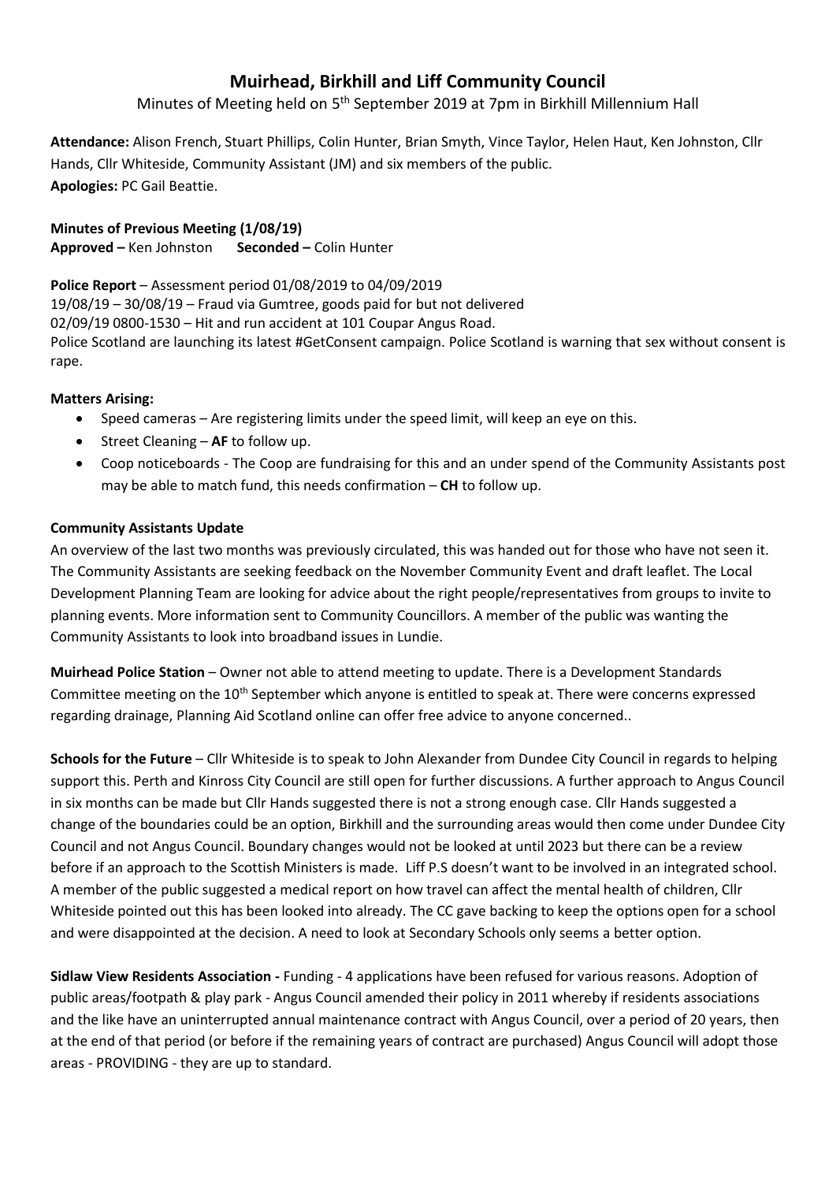# Muirhead, Birkhill and Liff Community Council

Minutes of Meeting held on 5th September 2019 at 7pm in Birkhill Millennium Hall

**Attendance:** Alison French, Stuart Phillips, Colin Hunter, Brian Smyth, Vince Taylor, Helen Haut, Ken Johnston, Cllr Hands, Cllr Whiteside, Community Assistant (JM) and six members of the public.
**Apologies:** PC Gail Beattie.

**Minutes of Previous Meeting (1/08/19)**
**Approved –** Ken Johnston **Seconded –** Colin Hunter

**Police Report** – Assessment period 01/08/2019 to 04/09/2019
19/08/19 – 30/08/19 – Fraud via Gumtree, goods paid for but not delivered
02/09/19 0800-1530 – Hit and run accident at 101 Coupar Angus Road.
Police Scotland are launching its latest #GetConsent campaign. Police Scotland is warning that sex without consent is rape.

**Matters Arising:**

- Speed cameras – Are registering limits under the speed limit, will keep an eye on this.
- Street Cleaning – **AF** to follow up.
- Coop noticeboards - The Coop are fundraising for this and an under spend of the Community Assistants post may be able to match fund, this needs confirmation – **CH** to follow up.

**Community Assistants Update**
An overview of the last two months was previously circulated, this was handed out for those who have not seen it. The Community Assistants are seeking feedback on the November Community Event and draft leaflet. The Local Development Planning Team are looking for advice about the right people/representatives from groups to invite to planning events. More information sent to Community Councillors. A member of the public was wanting the Community Assistants to look into broadband issues in Lundie.

**Muirhead Police Station** – Owner not able to attend meeting to update. There is a Development Standards Committee meeting on the 10th September which anyone is entitled to speak at. There were concerns expressed regarding drainage, Planning Aid Scotland online can offer free advice to anyone concerned..

**Schools for the Future** – Cllr Whiteside is to speak to John Alexander from Dundee City Council in regards to helping support this. Perth and Kinross City Council are still open for further discussions. A further approach to Angus Council in six months can be made but Cllr Hands suggested there is not a strong enough case. Cllr Hands suggested a change of the boundaries could be an option, Birkhill and the surrounding areas would then come under Dundee City Council and not Angus Council. Boundary changes would not be looked at until 2023 but there can be a review before if an approach to the Scottish Ministers is made. Liff P.S doesn't want to be involved in an integrated school. A member of the public suggested a medical report on how travel can affect the mental health of children, Cllr Whiteside pointed out this has been looked into already. The CC gave backing to keep the options open for a school and were disappointed at the decision. A need to look at Secondary Schools only seems a better option.

**Sidlaw View Residents Association -** Funding - 4 applications have been refused for various reasons. Adoption of public areas/footpath & play park - Angus Council amended their policy in 2011 whereby if residents associations and the like have an uninterrupted annual maintenance contract with Angus Council, over a period of 20 years, then at the end of that period (or before if the remaining years of contract are purchased) Angus Council will adopt those areas - PROVIDING - they are up to standard.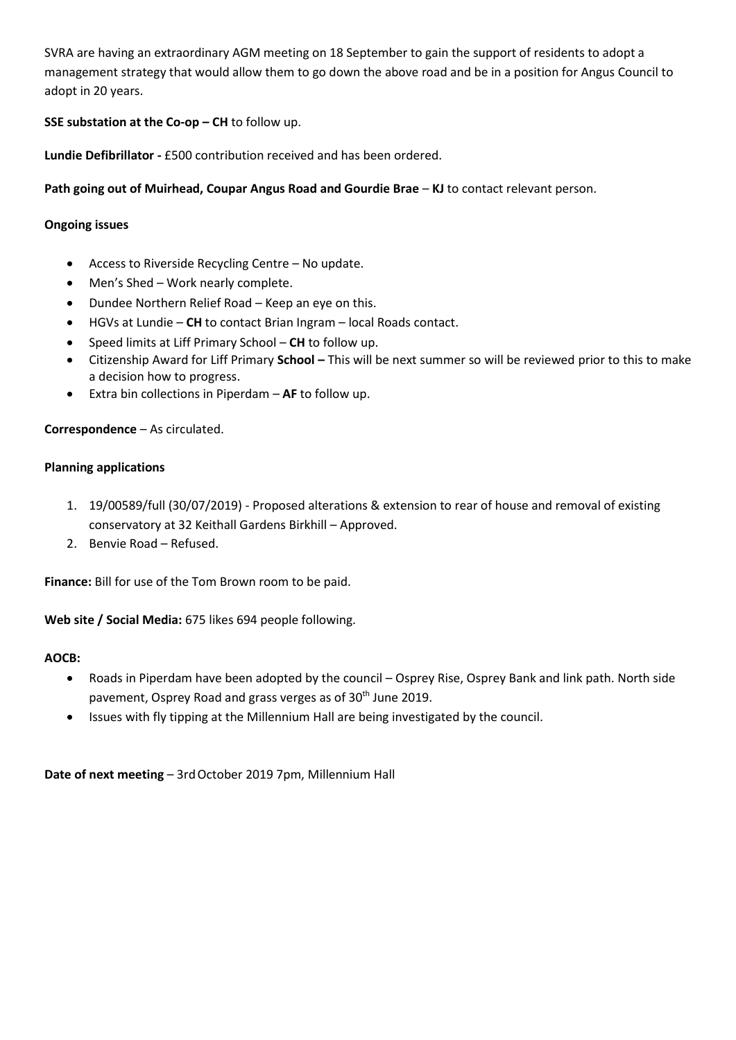SVRA are having an extraordinary AGM meeting on 18 September to gain the support of residents to adopt a management strategy that would allow them to go down the above road and be in a position for Angus Council to adopt in 20 years.

**SSE substation at the Co-op – CH** to follow up.

**Lundie Defibrillator -** £500 contribution received and has been ordered.

**Path going out of Muirhead, Coupar Angus Road and Gourdie Brae** – **KJ** to contact relevant person.

**Ongoing issues**

- Access to Riverside Recycling Centre – No update.
- Men's Shed – Work nearly complete.
- Dundee Northern Relief Road – Keep an eye on this.
- HGVs at Lundie – **CH** to contact Brian Ingram – local Roads contact.
- Speed limits at Liff Primary School – **CH** to follow up.
- Citizenship Award for Liff Primary **School –** This will be next summer so will be reviewed prior to this to make a decision how to progress.
- Extra bin collections in Piperdam – **AF** to follow up.

**Correspondence** – As circulated.

**Planning applications**

1. 19/00589/full (30/07/2019) - Proposed alterations & extension to rear of house and removal of existing conservatory at 32 Keithall Gardens Birkhill – Approved.
2. Benvie Road – Refused.

**Finance:** Bill for use of the Tom Brown room to be paid.

**Web site / Social Media:** 675 likes 694 people following.

**AOCB:**

- Roads in Piperdam have been adopted by the council – Osprey Rise, Osprey Bank and link path. North side pavement, Osprey Road and grass verges as of 30th June 2019.
- Issues with fly tipping at the Millennium Hall are being investigated by the council.

**Date of next meeting** – 3rd October 2019 7pm, Millennium Hall